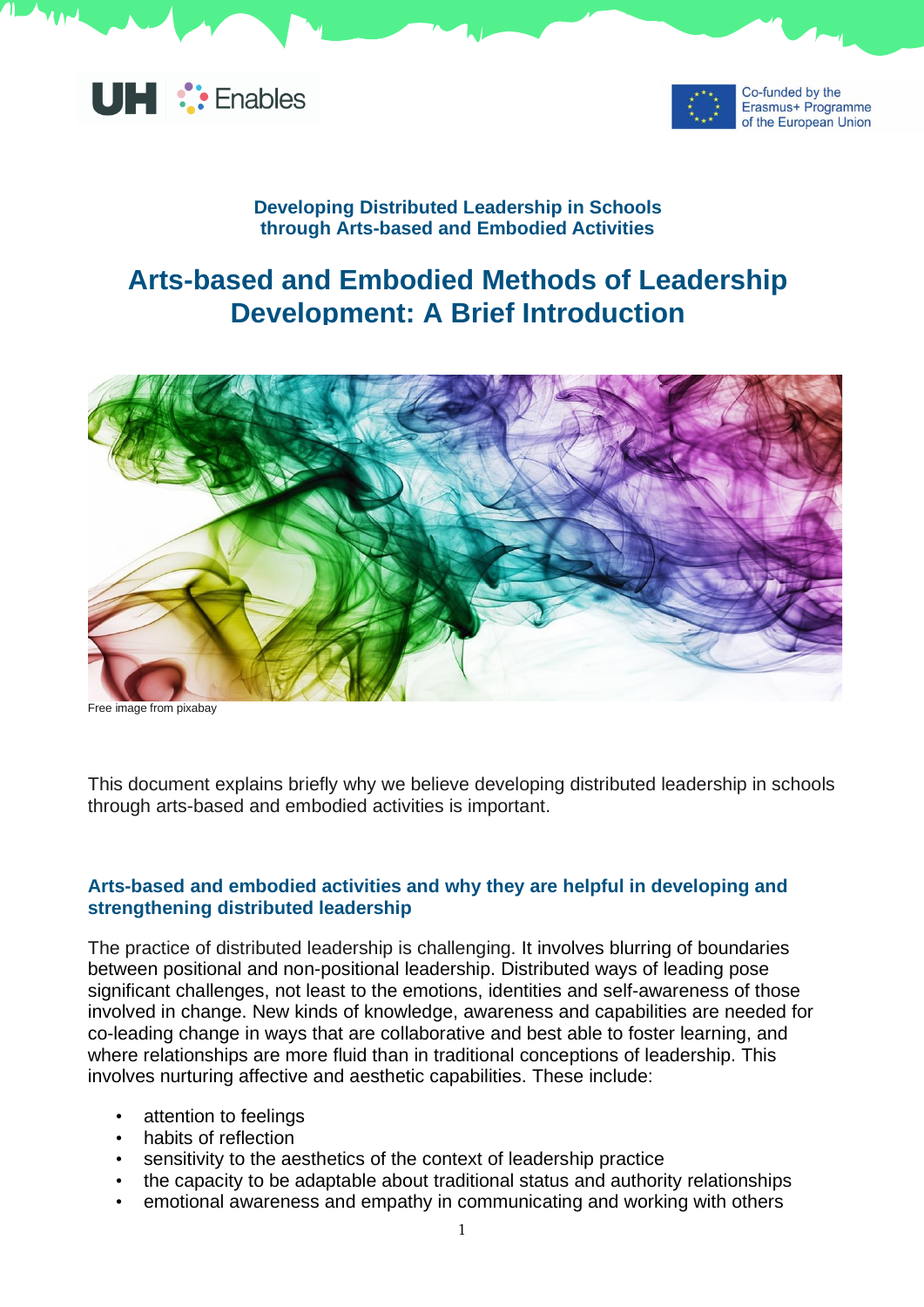**Developing Distributed Leadership in Schools through Arts-based and Embodied Activities**

# Arts-based and Embodied Methods of Leadership Development: A Brief Introduction

Free image from pixabay

This document explains briefly why we believe developing distributed leadership in schools through arts-based and embodied activities is important.

## Arts-based and embodied activities and why they are helpful in developing and strengthening distributed leadership

The practice of distributed leadership is challenging. It involves blurring of boundaries between positional and non-positional leadership. Distributed ways of leading pose significant challenges, not least to the emotions, identities and self-awareness of those involved in change. New kinds of knowledge, awareness and capabilities are needed for co-leading change in ways that are collaborative and best able to foster learning, and where relationships are more fluid than in traditional conceptions of leadership. This involves nurturing affective and aesthetic capabilities. These include:

- attention to feelings
- habits of reflection
- sensitivity to the aesthetics of the context of leadership practice
- the capacity to be adaptable about traditional status and authority relationships
- emotional awareness and empathy in communicating and working with others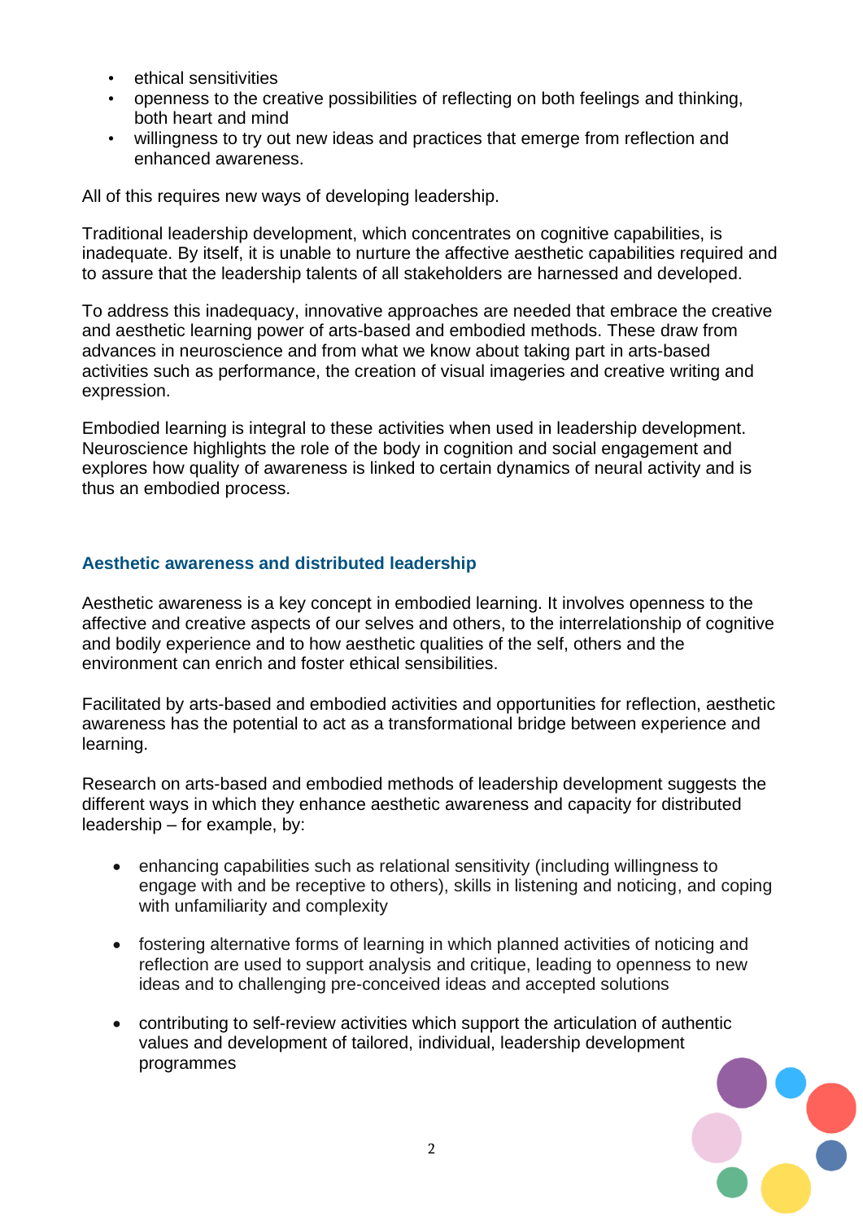- ethical sensitivities
- openness to the creative possibilities of reflecting on both feelings and thinking, both heart and mind
- willingness to try out new ideas and practices that emerge from reflection and enhanced awareness.

All of this requires new ways of developing leadership.

Traditional leadership development, which concentrates on cognitive capabilities, is inadequate. By itself, it is unable to nurture the affective aesthetic capabilities required and to assure that the leadership talents of all stakeholders are harnessed and developed.

To address this inadequacy, innovative approaches are needed that embrace the creative and aesthetic learning power of arts-based and embodied methods. These draw from advances in neuroscience and from what we know about taking part in arts-based activities such as performance, the creation of visual imageries and creative writing and expression.

Embodied learning is integral to these activities when used in leadership development. Neuroscience highlights the role of the body in cognition and social engagement and explores how quality of awareness is linked to certain dynamics of neural activity and is thus an embodied process.

### Aesthetic awareness and distributed leadership

Aesthetic awareness is a key concept in embodied learning. It involves openness to the affective and creative aspects of our selves and others, to the interrelationship of cognitive and bodily experience and to how aesthetic qualities of the self, others and the environment can enrich and foster ethical sensibilities.

Facilitated by arts-based and embodied activities and opportunities for reflection, aesthetic awareness has the potential to act as a transformational bridge between experience and learning.

Research on arts-based and embodied methods of leadership development suggests the different ways in which they enhance aesthetic awareness and capacity for distributed leadership – for example, by:

- enhancing capabilities such as relational sensitivity (including willingness to engage with and be receptive to others), skills in listening and noticing, and coping with unfamiliarity and complexity
- fostering alternative forms of learning in which planned activities of noticing and reflection are used to support analysis and critique, leading to openness to new ideas and to challenging pre-conceived ideas and accepted solutions
- contributing to self-review activities which support the articulation of authentic values and development of tailored, individual, leadership development programmes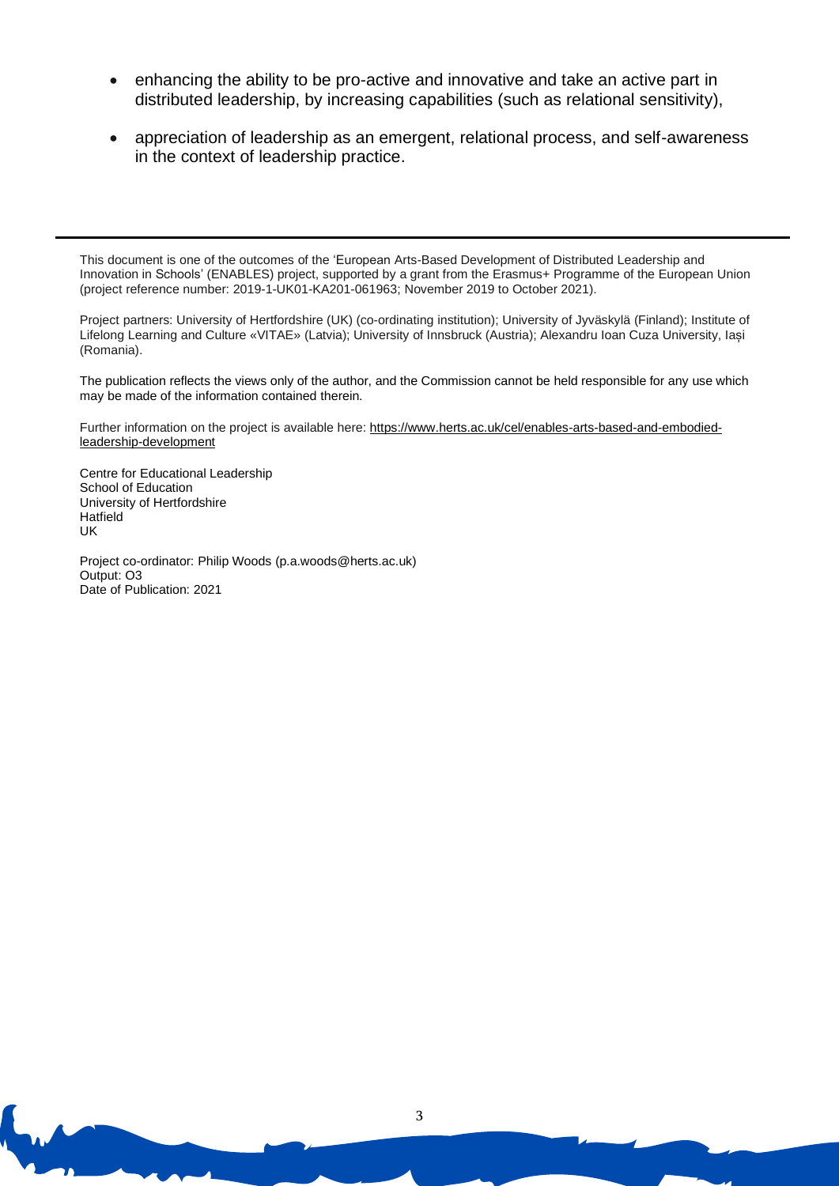- enhancing the ability to be pro-active and innovative and take an active part in distributed leadership, by increasing capabilities (such as relational sensitivity),
- appreciation of leadership as an emergent, relational process, and self-awareness in the context of leadership practice.

---

This document is one of the outcomes of the 'European Arts-Based Development of Distributed Leadership and Innovation in Schools' (ENABLES) project, supported by a grant from the Erasmus+ Programme of the European Union (project reference number: 2019-1-UK01-KA201-061963; November 2019 to October 2021).

Project partners: University of Hertfordshire (UK) (co-ordinating institution); University of Jyväskylä (Finland); Institute of Lifelong Learning and Culture «VITAE» (Latvia); University of Innsbruck (Austria); Alexandru Ioan Cuza University, Iași (Romania).

The publication reflects the views only of the author, and the Commission cannot be held responsible for any use which may be made of the information contained therein.

Further information on the project is available here: https://www.herts.ac.uk/cel/enables-arts-based-and-embodied-leadership-development

Centre for Educational Leadership
School of Education
University of Hertfordshire
Hatfield
UK

Project co-ordinator: Philip Woods (p.a.woods@herts.ac.uk)
Output: O3
Date of Publication: 2021